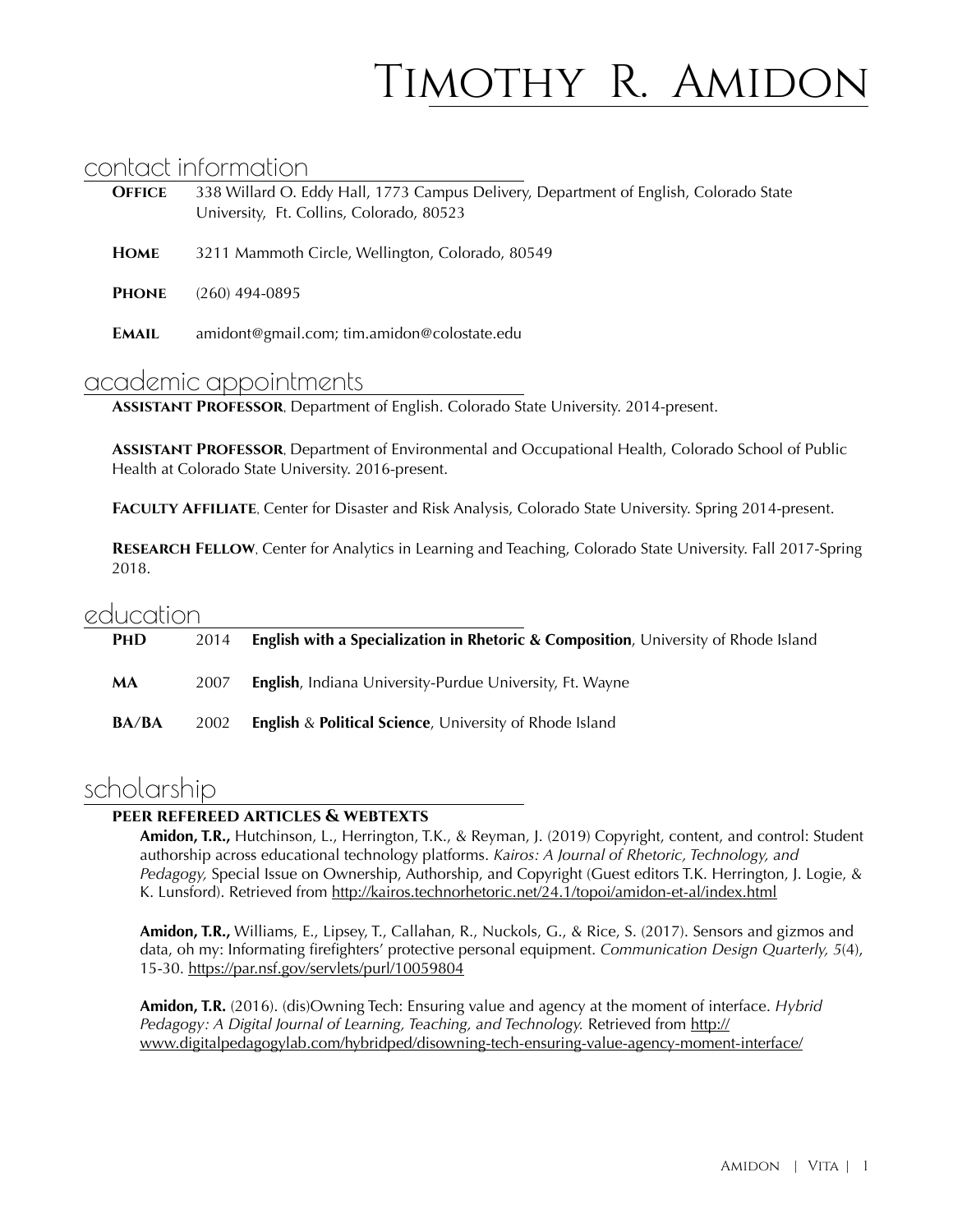# Timothy R. Amidon

## contact information

**Office** 338 Willard O. Eddy Hall, 1773 Campus Delivery, Department of English, Colorado State University, Ft. Collins, Colorado, 80523

**Home** 3211 Mammoth Circle, Wellington, Colorado, 80549

**Phone** (260) 494-0895

**Email** amidont@gmail.com; tim.amidon@colostate.edu

## academic appointments

**Assistant Professor**, Department of English. Colorado State University. 2014-present.

**Assistant Professor**, Department of Environmental and Occupational Health, Colorado School of Public Health at Colorado State University. 2016-present.

**Faculty Affiliate**, Center for Disaster and Risk Analysis, Colorado State University. Spring 2014-present.

**Research Fellow**, Center for Analytics in Learning and Teaching, Colorado State University. Fall 2017-Spring 2018.

## education

| | | |
|---|---|---|
| **PhD** | 2014 | **English with a Specialization in Rhetoric & Composition**, University of Rhode Island |
| **MA** | 2007 | **English**, Indiana University-Purdue University, Ft. Wayne |
| **BA/BA** | 2002 | **English** & **Political Science**, University of Rhode Island |

## scholarship

### peer refereed articles & webtexts

**Amidon, T.R.,** Hutchinson, L., Herrington, T.K., & Reyman, J. (2019) Copyright, content, and control: Student authorship across educational technology platforms. *Kairos: A Journal of Rhetoric, Technology, and Pedagogy,* Special Issue on Ownership, Authorship, and Copyright (Guest editors T.K. Herrington, J. Logie, & K. Lunsford). Retrieved from http://kairos.technorhetoric.net/24.1/topoi/amidon-et-al/index.html

**Amidon, T.R.,** Williams, E., Lipsey, T., Callahan, R., Nuckols, G., & Rice, S. (2017). Sensors and gizmos and data, oh my: Informating firefighters' protective personal equipment. *Communication Design Quarterly, 5*(4), 15-30. https://par.nsf.gov/servlets/purl/10059804

**Amidon, T.R.** (2016). (dis)Owning Tech: Ensuring value and agency at the moment of interface. *Hybrid Pedagogy: A Digital Journal of Learning, Teaching, and Technology.* Retrieved from http://www.digitalpedagogylab.com/hybridped/disowning-tech-ensuring-value-agency-moment-interface/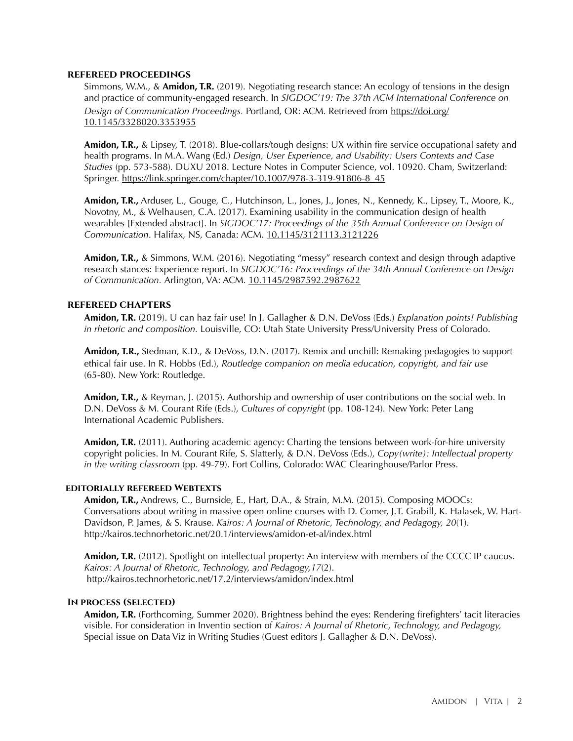### REFEREED PROCEEDINGS

Simmons, W.M., & **Amidon, T.R.** (2019). Negotiating research stance: An ecology of tensions in the design and practice of community-engaged research. In *SIGDOC'19: The 37th ACM International Conference on Design of Communication Proceedings.* Portland, OR: ACM. Retrieved from https://doi.org/10.1145/3328020.3353955

**Amidon, T.R.,** & Lipsey, T. (2018). Blue-collars/tough designs: UX within fire service occupational safety and health programs. In M.A. Wang (Ed.) *Design, User Experience, and Usability: Users Contexts and Case Studies* (pp. 573-588). DUXU 2018. Lecture Notes in Computer Science, vol. 10920. Cham, Switzerland: Springer. https://link.springer.com/chapter/10.1007/978-3-319-91806-8_45

**Amidon, T.R.,** Arduser, L., Gouge, C., Hutchinson, L., Jones, J., Jones, N., Kennedy, K., Lipsey, T., Moore, K., Novotny, M., & Welhausen, C.A. (2017). Examining usability in the communication design of health wearables [Extended abstract]. In *SIGDOC'17: Proceedings of the 35th Annual Conference on Design of Communication*. Halifax, NS, Canada: ACM. 10.1145/3121113.3121226

**Amidon, T.R.,** & Simmons, W.M. (2016). Negotiating "messy" research context and design through adaptive research stances: Experience report. In *SIGDOC'16: Proceedings of the 34th Annual Conference on Design of Communication.* Arlington, VA: ACM. 10.1145/2987592.2987622

### REFEREED CHAPTERS

**Amidon, T.R.** (2019). U can haz fair use! In J. Gallagher & D.N. DeVoss (Eds.) *Explanation points! Publishing in rhetoric and composition.* Louisville, CO: Utah State University Press/University Press of Colorado.

**Amidon, T.R.,** Stedman, K.D., & DeVoss, D.N. (2017). Remix and unchill: Remaking pedagogies to support ethical fair use. In R. Hobbs (Ed.), *Routledge companion on media education, copyright, and fair use* (65-80). New York: Routledge.

**Amidon, T.R.,** & Reyman, J. (2015). Authorship and ownership of user contributions on the social web. In D.N. DeVoss & M. Courant Rife (Eds.), *Cultures of copyright* (pp. 108-124). New York: Peter Lang International Academic Publishers.

**Amidon, T.R.** (2011). Authoring academic agency: Charting the tensions between work-for-hire university copyright policies. In M. Courant Rife, S. Slatterly, & D.N. DeVoss (Eds.), *Copy(write): Intellectual property in the writing classroom* (pp. 49-79). Fort Collins, Colorado: WAC Clearinghouse/Parlor Press.

### EDITORIALLY REFEREED WEBTEXTS

**Amidon, T.R.,** Andrews, C., Burnside, E., Hart, D.A., & Strain, M.M. (2015). Composing MOOCs: Conversations about writing in massive open online courses with D. Comer, J.T. Grabill, K. Halasek, W. Hart-Davidson, P. James, & S. Krause. *Kairos: A Journal of Rhetoric, Technology, and Pedagogy, 20*(1). http://kairos.technorhetoric.net/20.1/interviews/amidon-et-al/index.html

**Amidon, T.R.** (2012). Spotlight on intellectual property: An interview with members of the CCCC IP caucus. *Kairos: A Journal of Rhetoric, Technology, and Pedagogy,17*(2). http://kairos.technorhetoric.net/17.2/interviews/amidon/index.html

### IN PROCESS (SELECTED)

**Amidon, T.R.** (Forthcoming, Summer 2020). Brightness behind the eyes: Rendering firefighters' tacit literacies visible. For consideration in Inventio section of *Kairos: A Journal of Rhetoric, Technology, and Pedagogy,* Special issue on Data Viz in Writing Studies (Guest editors J. Gallagher & D.N. DeVoss).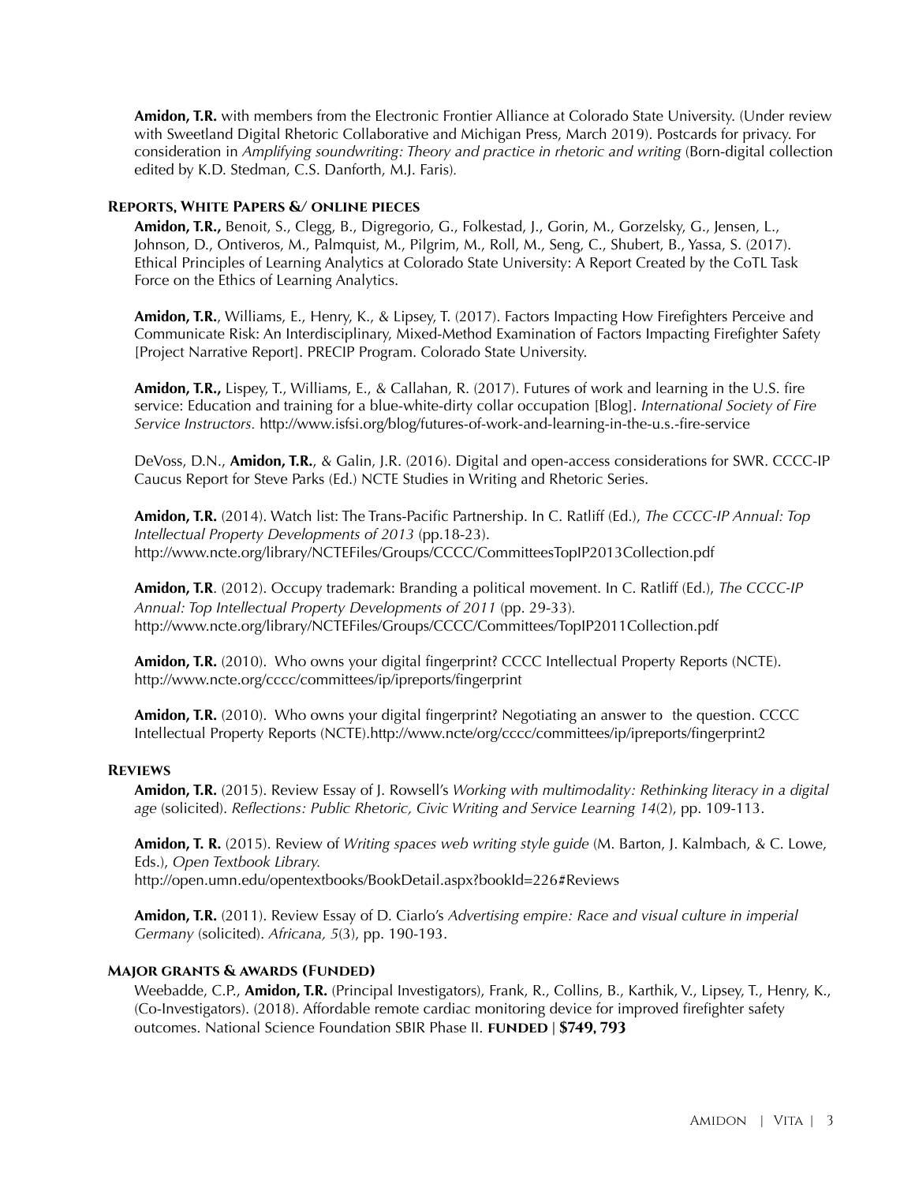**Amidon, T.R.** with members from the Electronic Frontier Alliance at Colorado State University. (Under review with Sweetland Digital Rhetoric Collaborative and Michigan Press, March 2019). Postcards for privacy. For consideration in *Amplifying soundwriting: Theory and practice in rhetoric and writing* (Born-digital collection edited by K.D. Stedman, C.S. Danforth, M.J. Faris).

### Reports, White Papers &/ online pieces

**Amidon, T.R.,** Benoit, S., Clegg, B., Digregorio, G., Folkestad, J., Gorin, M., Gorzelsky, G., Jensen, L., Johnson, D., Ontiveros, M., Palmquist, M., Pilgrim, M., Roll, M., Seng, C., Shubert, B., Yassa, S. (2017). Ethical Principles of Learning Analytics at Colorado State University: A Report Created by the CoTL Task Force on the Ethics of Learning Analytics.

**Amidon, T.R.**, Williams, E., Henry, K., & Lipsey, T. (2017). Factors Impacting How Firefighters Perceive and Communicate Risk: An Interdisciplinary, Mixed-Method Examination of Factors Impacting Firefighter Safety [Project Narrative Report]. PRECIP Program. Colorado State University.

**Amidon, T.R.,** Lispey, T., Williams, E., & Callahan, R. (2017). Futures of work and learning in the U.S. fire service: Education and training for a blue-white-dirty collar occupation [Blog]. *International Society of Fire Service Instructors.* http://www.isfsi.org/blog/futures-of-work-and-learning-in-the-u.s.-fire-service

DeVoss, D.N., **Amidon, T.R.**, & Galin, J.R. (2016). Digital and open-access considerations for SWR. CCCC-IP Caucus Report for Steve Parks (Ed.) NCTE Studies in Writing and Rhetoric Series.

**Amidon, T.R.** (2014). Watch list: The Trans-Pacific Partnership. In C. Ratliff (Ed.), *The CCCC-IP Annual: Top Intellectual Property Developments of 2013* (pp.18-23). http://www.ncte.org/library/NCTEFiles/Groups/CCCC/CommitteesTopIP2013Collection.pdf

**Amidon, T.R**. (2012). Occupy trademark: Branding a political movement. In C. Ratliff (Ed.), *The CCCC-IP Annual: Top Intellectual Property Developments of 2011* (pp. 29-33). http://www.ncte.org/library/NCTEFiles/Groups/CCCC/Committees/TopIP2011Collection.pdf

**Amidon, T.R.** (2010). Who owns your digital fingerprint? CCCC Intellectual Property Reports (NCTE). http://www.ncte.org/cccc/committees/ip/ipreports/fingerprint

**Amidon, T.R.** (2010). Who owns your digital fingerprint? Negotiating an answer to the question. CCCC Intellectual Property Reports (NCTE).http://www.ncte/org/cccc/committees/ip/ipreports/fingerprint2

### Reviews

**Amidon, T.R.** (2015). Review Essay of J. Rowsell's *Working with multimodality: Rethinking literacy in a digital age* (solicited). *Reflections: Public Rhetoric, Civic Writing and Service Learning 14*(2), pp. 109-113.

**Amidon, T. R.** (2015). Review of *Writing spaces web writing style guide* (M. Barton, J. Kalmbach, & C. Lowe, Eds.), *Open Textbook Library.* http://open.umn.edu/opentextbooks/BookDetail.aspx?bookId=226#Reviews

**Amidon, T.R.** (2011). Review Essay of D. Ciarlo's *Advertising empire: Race and visual culture in imperial Germany* (solicited). *Africana, 5*(3), pp. 190-193.

### Major grants & awards (Funded)

Weebadde, C.P., **Amidon, T.R.** (Principal Investigators), Frank, R., Collins, B., Karthik, V., Lipsey, T., Henry, K., (Co-Investigators). (2018). Affordable remote cardiac monitoring device for improved firefighter safety outcomes. National Science Foundation SBIR Phase II. **funded | $749, 793**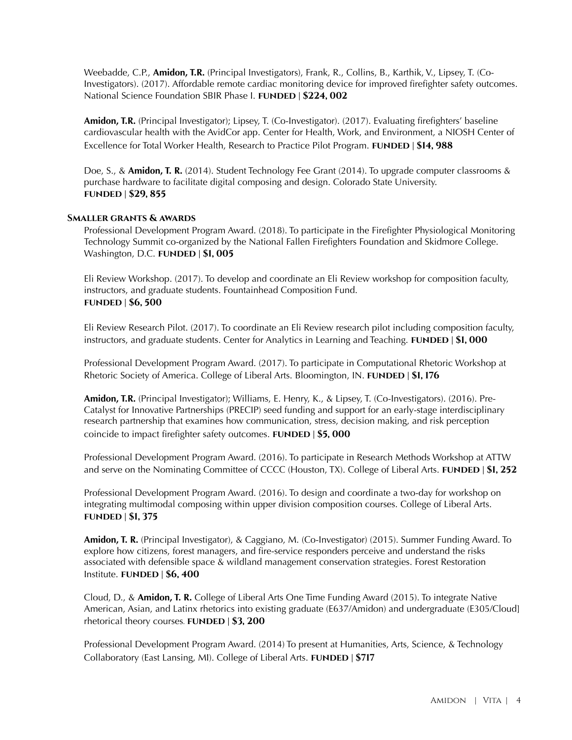Weebadde, C.P., **Amidon, T.R.** (Principal Investigators), Frank, R., Collins, B., Karthik, V., Lipsey, T. (Co-Investigators). (2017). Affordable remote cardiac monitoring device for improved firefighter safety outcomes. National Science Foundation SBIR Phase I. **FUNDED | $224, 002**

**Amidon, T.R.** (Principal Investigator); Lipsey, T. (Co-Investigator). (2017). Evaluating firefighters' baseline cardiovascular health with the AvidCor app. Center for Health, Work, and Environment, a NIOSH Center of Excellence for Total Worker Health, Research to Practice Pilot Program. **FUNDED | $14, 988**

Doe, S., & **Amidon, T. R.** (2014). Student Technology Fee Grant (2014). To upgrade computer classrooms & purchase hardware to facilitate digital composing and design. Colorado State University. **FUNDED | $29, 855**

### Smaller grants & awards

Professional Development Program Award. (2018). To participate in the Firefighter Physiological Monitoring Technology Summit co-organized by the National Fallen Firefighters Foundation and Skidmore College. Washington, D.C. **FUNDED | $1, 005**

Eli Review Workshop. (2017). To develop and coordinate an Eli Review workshop for composition faculty, instructors, and graduate students. Fountainhead Composition Fund. **FUNDED | $6, 500**

Eli Review Research Pilot. (2017). To coordinate an Eli Review research pilot including composition faculty, instructors, and graduate students. Center for Analytics in Learning and Teaching. **FUNDED | $1, 000**

Professional Development Program Award. (2017). To participate in Computational Rhetoric Workshop at Rhetoric Society of America. College of Liberal Arts. Bloomington, IN. **FUNDED | $1, 176**

**Amidon, T.R.** (Principal Investigator); Williams, E. Henry, K., & Lipsey, T. (Co-Investigators). (2016). Pre-Catalyst for Innovative Partnerships (PRECIP) seed funding and support for an early-stage interdisciplinary research partnership that examines how communication, stress, decision making, and risk perception coincide to impact firefighter safety outcomes. **FUNDED | $5, 000**

Professional Development Program Award. (2016). To participate in Research Methods Workshop at ATTW and serve on the Nominating Committee of CCCC (Houston, TX). College of Liberal Arts. **FUNDED | $1, 252**

Professional Development Program Award. (2016). To design and coordinate a two-day for workshop on integrating multimodal composing within upper division composition courses. College of Liberal Arts. **FUNDED | $1, 375**

**Amidon, T. R.** (Principal Investigator), & Caggiano, M. (Co-Investigator) (2015). Summer Funding Award. To explore how citizens, forest managers, and fire-service responders perceive and understand the risks associated with defensible space & wildland management conservation strategies. Forest Restoration Institute. **FUNDED | $6, 400**

Cloud, D., & **Amidon, T. R.** College of Liberal Arts One Time Funding Award (2015). To integrate Native American, Asian, and Latinx rhetorics into existing graduate (E637/Amidon) and undergraduate (E305/Cloud] rhetorical theory courses. **FUNDED | $3, 200**

Professional Development Program Award. (2014) To present at Humanities, Arts, Science, & Technology Collaboratory (East Lansing, MI). College of Liberal Arts. **FUNDED | $717**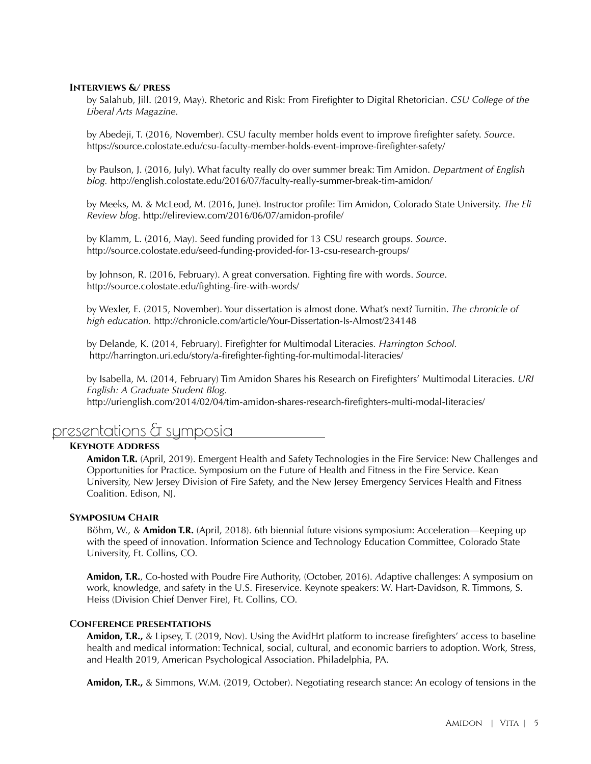#### Interviews &/ press

by Salahub, Jill. (2019, May). Rhetoric and Risk: From Firefighter to Digital Rhetorician. *CSU College of the Liberal Arts Magazine.*

by Abedeji, T. (2016, November). CSU faculty member holds event to improve firefighter safety. *Source*. https://source.colostate.edu/csu-faculty-member-holds-event-improve-firefighter-safety/

by Paulson, J. (2016, July). What faculty really do over summer break: Tim Amidon. *Department of English blog.* http://english.colostate.edu/2016/07/faculty-really-summer-break-tim-amidon/

by Meeks, M. & McLeod, M. (2016, June). Instructor profile: Tim Amidon, Colorado State University. *The Eli Review blog*. http://elireview.com/2016/06/07/amidon-profile/

by Klamm, L. (2016, May). Seed funding provided for 13 CSU research groups. *Source*. http://source.colostate.edu/seed-funding-provided-for-13-csu-research-groups/

by Johnson, R. (2016, February). A great conversation. Fighting fire with words. *Source*. http://source.colostate.edu/fighting-fire-with-words/

by Wexler, E. (2015, November). Your dissertation is almost done. What's next? Turnitin. *The chronicle of high education.* http://chronicle.com/article/Your-Dissertation-Is-Almost/234148

by Delande, K. (2014, February). Firefighter for Multimodal Literacies. *Harrington School.* http://harrington.uri.edu/story/a-firefighter-fighting-for-multimodal-literacies/

by Isabella, M. (2014, February) Tim Amidon Shares his Research on Firefighters' Multimodal Literacies. *URI English: A Graduate Student Blog.* http://urienglish.com/2014/02/04/tim-amidon-shares-research-firefighters-multi-modal-literacies/

## presentations & symposia

#### Keynote Address

**Amidon T.R.** (April, 2019). Emergent Health and Safety Technologies in the Fire Service: New Challenges and Opportunities for Practice. Symposium on the Future of Health and Fitness in the Fire Service. Kean University, New Jersey Division of Fire Safety, and the New Jersey Emergency Services Health and Fitness Coalition. Edison, NJ.

#### Symposium Chair

Böhm, W., & **Amidon T.R.** (April, 2018). 6th biennial future visions symposium: Acceleration—Keeping up with the speed of innovation. Information Science and Technology Education Committee, Colorado State University, Ft. Collins, CO.

**Amidon, T.R.**, Co-hosted with Poudre Fire Authority, (October, 2016). *A*daptive challenges: A symposium on work, knowledge, and safety in the U.S. Fireservice. Keynote speakers: W. Hart-Davidson, R. Timmons, S. Heiss (Division Chief Denver Fire), Ft. Collins, CO.

#### Conference presentations

**Amidon, T.R.,** & Lipsey, T. (2019, Nov). Using the AvidHrt platform to increase firefighters' access to baseline health and medical information: Technical, social, cultural, and economic barriers to adoption. Work, Stress, and Health 2019, American Psychological Association. Philadelphia, PA.

**Amidon, T.R.,** & Simmons, W.M. (2019, October). Negotiating research stance: An ecology of tensions in the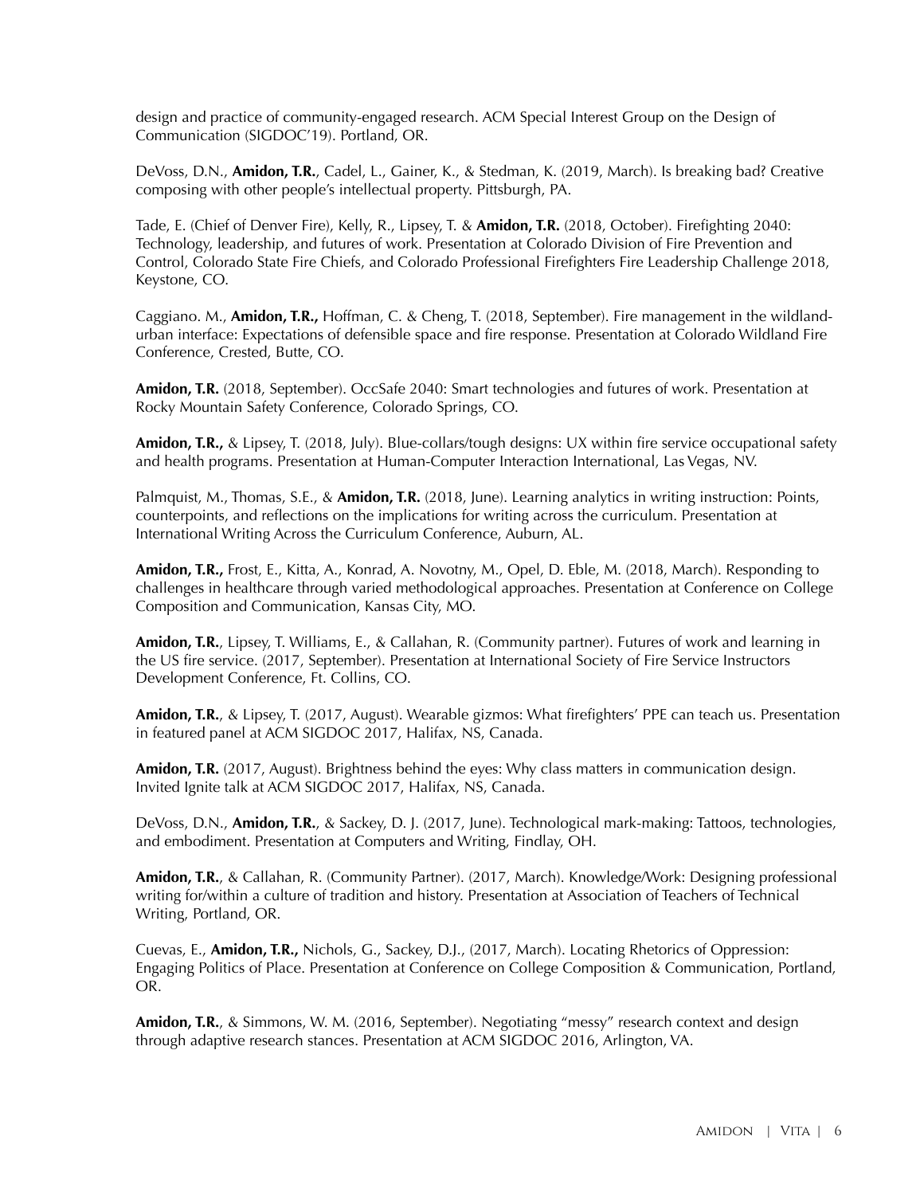design and practice of community-engaged research. ACM Special Interest Group on the Design of Communication (SIGDOC'19). Portland, OR.

DeVoss, D.N., **Amidon, T.R.**, Cadel, L., Gainer, K., & Stedman, K. (2019, March). Is breaking bad? Creative composing with other people's intellectual property. Pittsburgh, PA.

Tade, E. (Chief of Denver Fire), Kelly, R., Lipsey, T. & **Amidon, T.R.** (2018, October). Firefighting 2040: Technology, leadership, and futures of work. Presentation at Colorado Division of Fire Prevention and Control, Colorado State Fire Chiefs, and Colorado Professional Firefighters Fire Leadership Challenge 2018, Keystone, CO.

Caggiano. M., **Amidon, T.R.,** Hoffman, C. & Cheng, T. (2018, September). Fire management in the wildland-urban interface: Expectations of defensible space and fire response. Presentation at Colorado Wildland Fire Conference, Crested, Butte, CO.

**Amidon, T.R.** (2018, September). OccSafe 2040: Smart technologies and futures of work. Presentation at Rocky Mountain Safety Conference, Colorado Springs, CO.

**Amidon, T.R.,** & Lipsey, T. (2018, July). Blue-collars/tough designs: UX within fire service occupational safety and health programs. Presentation at Human-Computer Interaction International, Las Vegas, NV.

Palmquist, M., Thomas, S.E., & **Amidon, T.R.** (2018, June). Learning analytics in writing instruction: Points, counterpoints, and reflections on the implications for writing across the curriculum. Presentation at International Writing Across the Curriculum Conference, Auburn, AL.

**Amidon, T.R.,** Frost, E., Kitta, A., Konrad, A. Novotny, M., Opel, D. Eble, M. (2018, March). Responding to challenges in healthcare through varied methodological approaches. Presentation at Conference on College Composition and Communication, Kansas City, MO.

**Amidon, T.R.**, Lipsey, T. Williams, E., & Callahan, R. (Community partner). Futures of work and learning in the US fire service. (2017, September). Presentation at International Society of Fire Service Instructors Development Conference, Ft. Collins, CO.

**Amidon, T.R.**, & Lipsey, T. (2017, August). Wearable gizmos: What firefighters' PPE can teach us. Presentation in featured panel at ACM SIGDOC 2017, Halifax, NS, Canada.

**Amidon, T.R.** (2017, August). Brightness behind the eyes: Why class matters in communication design. Invited Ignite talk at ACM SIGDOC 2017, Halifax, NS, Canada.

DeVoss, D.N., **Amidon, T.R.**, & Sackey, D. J. (2017, June). Technological mark-making: Tattoos, technologies, and embodiment. Presentation at Computers and Writing, Findlay, OH.

**Amidon, T.R.**, & Callahan, R. (Community Partner). (2017, March). Knowledge/Work: Designing professional writing for/within a culture of tradition and history. Presentation at Association of Teachers of Technical Writing, Portland, OR.

Cuevas, E., **Amidon, T.R.,** Nichols, G., Sackey, D.J., (2017, March). Locating Rhetorics of Oppression: Engaging Politics of Place. Presentation at Conference on College Composition & Communication, Portland, OR.

**Amidon, T.R.**, & Simmons, W. M. (2016, September). Negotiating "messy" research context and design through adaptive research stances. Presentation at ACM SIGDOC 2016, Arlington, VA.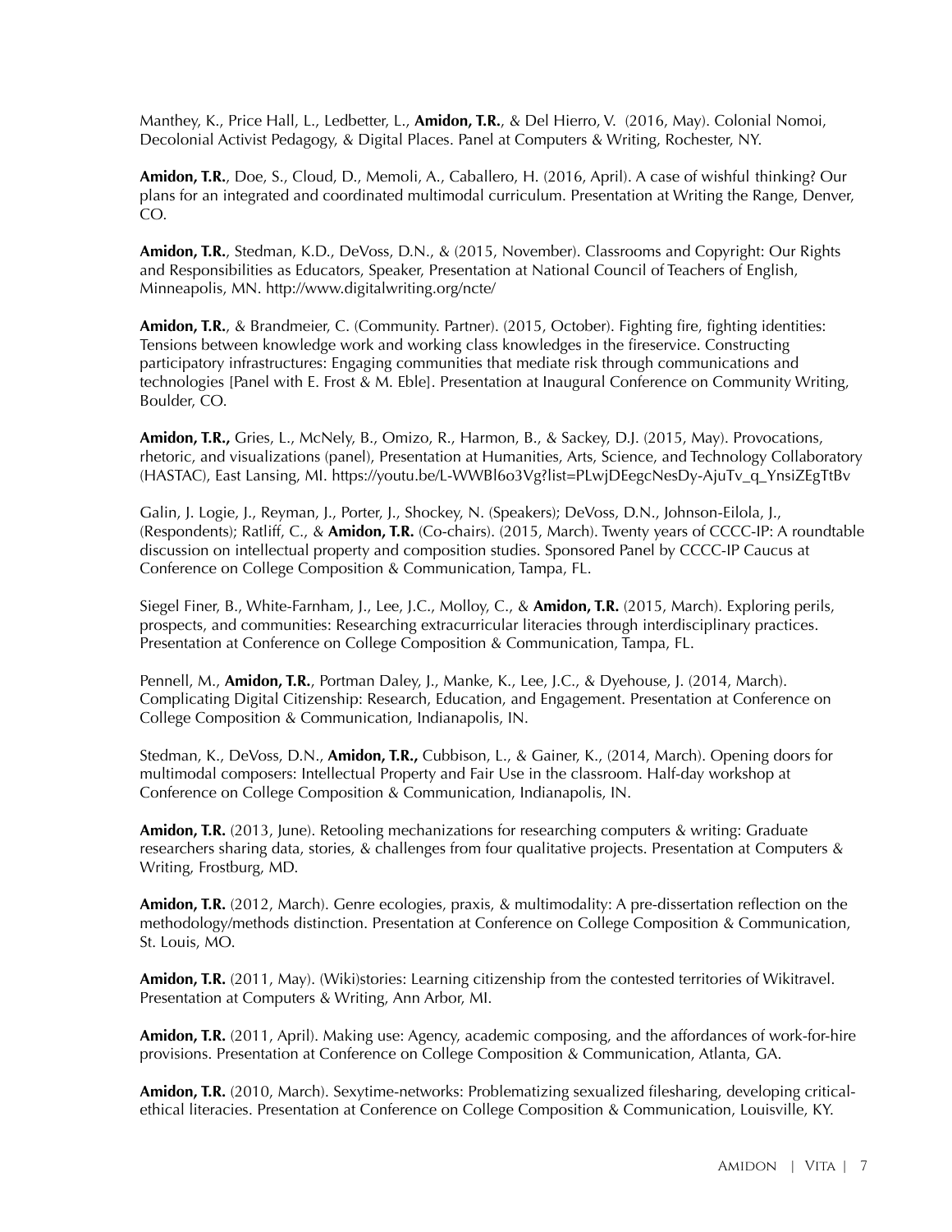Manthey, K., Price Hall, L., Ledbetter, L., **Amidon, T.R.**, & Del Hierro, V. (2016, May). Colonial Nomoi, Decolonial Activist Pedagogy, & Digital Places. Panel at Computers & Writing, Rochester, NY.

**Amidon, T.R.**, Doe, S., Cloud, D., Memoli, A., Caballero, H. (2016, April). A case of wishful thinking? Our plans for an integrated and coordinated multimodal curriculum. Presentation at Writing the Range, Denver, CO.

**Amidon, T.R.**, Stedman, K.D., DeVoss, D.N., & (2015, November). Classrooms and Copyright: Our Rights and Responsibilities as Educators, Speaker, Presentation at National Council of Teachers of English, Minneapolis, MN. http://www.digitalwriting.org/ncte/

**Amidon, T.R.**, & Brandmeier, C. (Community. Partner). (2015, October). Fighting fire, fighting identities: Tensions between knowledge work and working class knowledges in the fireservice. Constructing participatory infrastructures: Engaging communities that mediate risk through communications and technologies [Panel with E. Frost & M. Eble]. Presentation at Inaugural Conference on Community Writing, Boulder, CO.

**Amidon, T.R.,** Gries, L., McNely, B., Omizo, R., Harmon, B., & Sackey, D.J. (2015, May). Provocations, rhetoric, and visualizations (panel), Presentation at Humanities, Arts, Science, and Technology Collaboratory (HASTAC), East Lansing, MI. https://youtu.be/L-WWBl6o3Vg?list=PLwjDEegcNesDy-AjuTv_q_YnsiZEgTtBv

Galin, J. Logie, J., Reyman, J., Porter, J., Shockey, N. (Speakers); DeVoss, D.N., Johnson-Eilola, J., (Respondents); Ratliff, C., & **Amidon, T.R.** (Co-chairs). (2015, March). Twenty years of CCCC-IP: A roundtable discussion on intellectual property and composition studies. Sponsored Panel by CCCC-IP Caucus at Conference on College Composition & Communication, Tampa, FL.

Siegel Finer, B., White-Farnham, J., Lee, J.C., Molloy, C., & **Amidon, T.R.** (2015, March). Exploring perils, prospects, and communities: Researching extracurricular literacies through interdisciplinary practices. Presentation at Conference on College Composition & Communication, Tampa, FL.

Pennell, M., **Amidon, T.R.**, Portman Daley, J., Manke, K., Lee, J.C., & Dyehouse, J. (2014, March). Complicating Digital Citizenship: Research, Education, and Engagement. Presentation at Conference on College Composition & Communication, Indianapolis, IN.

Stedman, K., DeVoss, D.N., **Amidon, T.R.,** Cubbison, L., & Gainer, K., (2014, March). Opening doors for multimodal composers: Intellectual Property and Fair Use in the classroom. Half-day workshop at Conference on College Composition & Communication, Indianapolis, IN.

**Amidon, T.R.** (2013, June). Retooling mechanizations for researching computers & writing: Graduate researchers sharing data, stories, & challenges from four qualitative projects. Presentation at Computers & Writing, Frostburg, MD.

**Amidon, T.R.** (2012, March). Genre ecologies, praxis, & multimodality: A pre-dissertation reflection on the methodology/methods distinction. Presentation at Conference on College Composition & Communication, St. Louis, MO.

**Amidon, T.R.** (2011, May). (Wiki)stories: Learning citizenship from the contested territories of Wikitravel. Presentation at Computers & Writing, Ann Arbor, MI.

**Amidon, T.R.** (2011, April). Making use: Agency, academic composing, and the affordances of work-for-hire provisions. Presentation at Conference on College Composition & Communication, Atlanta, GA.

**Amidon, T.R.** (2010, March). Sexytime-networks: Problematizing sexualized filesharing, developing critical-ethical literacies. Presentation at Conference on College Composition & Communication, Louisville, KY.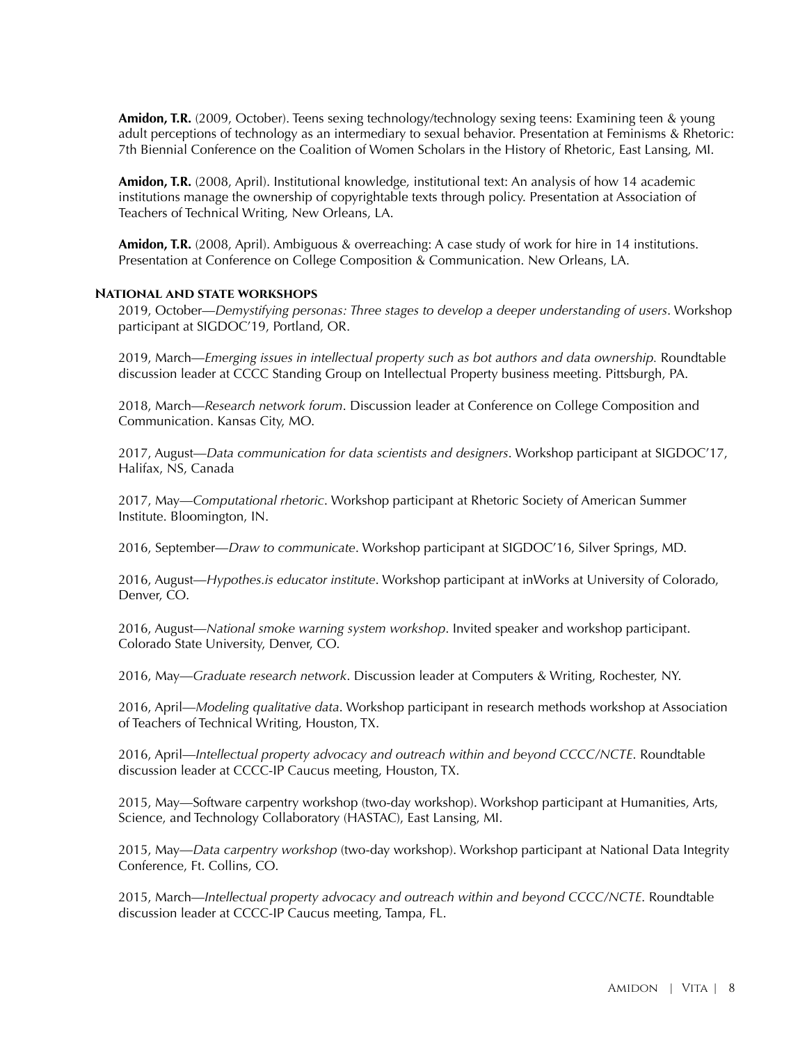**Amidon, T.R.** (2009, October). Teens sexing technology/technology sexing teens: Examining teen & young adult perceptions of technology as an intermediary to sexual behavior. Presentation at Feminisms & Rhetoric: 7th Biennial Conference on the Coalition of Women Scholars in the History of Rhetoric, East Lansing, MI.

**Amidon, T.R.** (2008, April). Institutional knowledge, institutional text: An analysis of how 14 academic institutions manage the ownership of copyrightable texts through policy. Presentation at Association of Teachers of Technical Writing, New Orleans, LA.

**Amidon, T.R.** (2008, April). Ambiguous & overreaching: A case study of work for hire in 14 institutions. Presentation at Conference on College Composition & Communication. New Orleans, LA.

### National and state workshops

2019, October—*Demystifying personas: Three stages to develop a deeper understanding of users*. Workshop participant at SIGDOC'19, Portland, OR.

2019, March—*Emerging issues in intellectual property such as bot authors and data ownership.* Roundtable discussion leader at CCCC Standing Group on Intellectual Property business meeting. Pittsburgh, PA.

2018, March—*Research network forum*. Discussion leader at Conference on College Composition and Communication. Kansas City, MO.

2017, August—*Data communication for data scientists and designers*. Workshop participant at SIGDOC'17, Halifax, NS, Canada

2017, May—*Computational rhetoric*. Workshop participant at Rhetoric Society of American Summer Institute. Bloomington, IN.

2016, September—*Draw to communicate*. Workshop participant at SIGDOC'16, Silver Springs, MD.

2016, August—*Hypothes.is educator institute*. Workshop participant at inWorks at University of Colorado, Denver, CO.

2016, August—*National smoke warning system workshop*. Invited speaker and workshop participant. Colorado State University, Denver, CO.

2016, May—*Graduate research network*. Discussion leader at Computers & Writing, Rochester, NY.

2016, April—*Modeling qualitative data*. Workshop participant in research methods workshop at Association of Teachers of Technical Writing, Houston, TX.

2016, April—*Intellectual property advocacy and outreach within and beyond CCCC/NCTE*. Roundtable discussion leader at CCCC-IP Caucus meeting, Houston, TX.

2015, May—Software carpentry workshop (two-day workshop). Workshop participant at Humanities, Arts, Science, and Technology Collaboratory (HASTAC), East Lansing, MI.

2015, May—*Data carpentry workshop* (two-day workshop). Workshop participant at National Data Integrity Conference, Ft. Collins, CO.

2015, March—*Intellectual property advocacy and outreach within and beyond CCCC/NCTE*. Roundtable discussion leader at CCCC-IP Caucus meeting, Tampa, FL.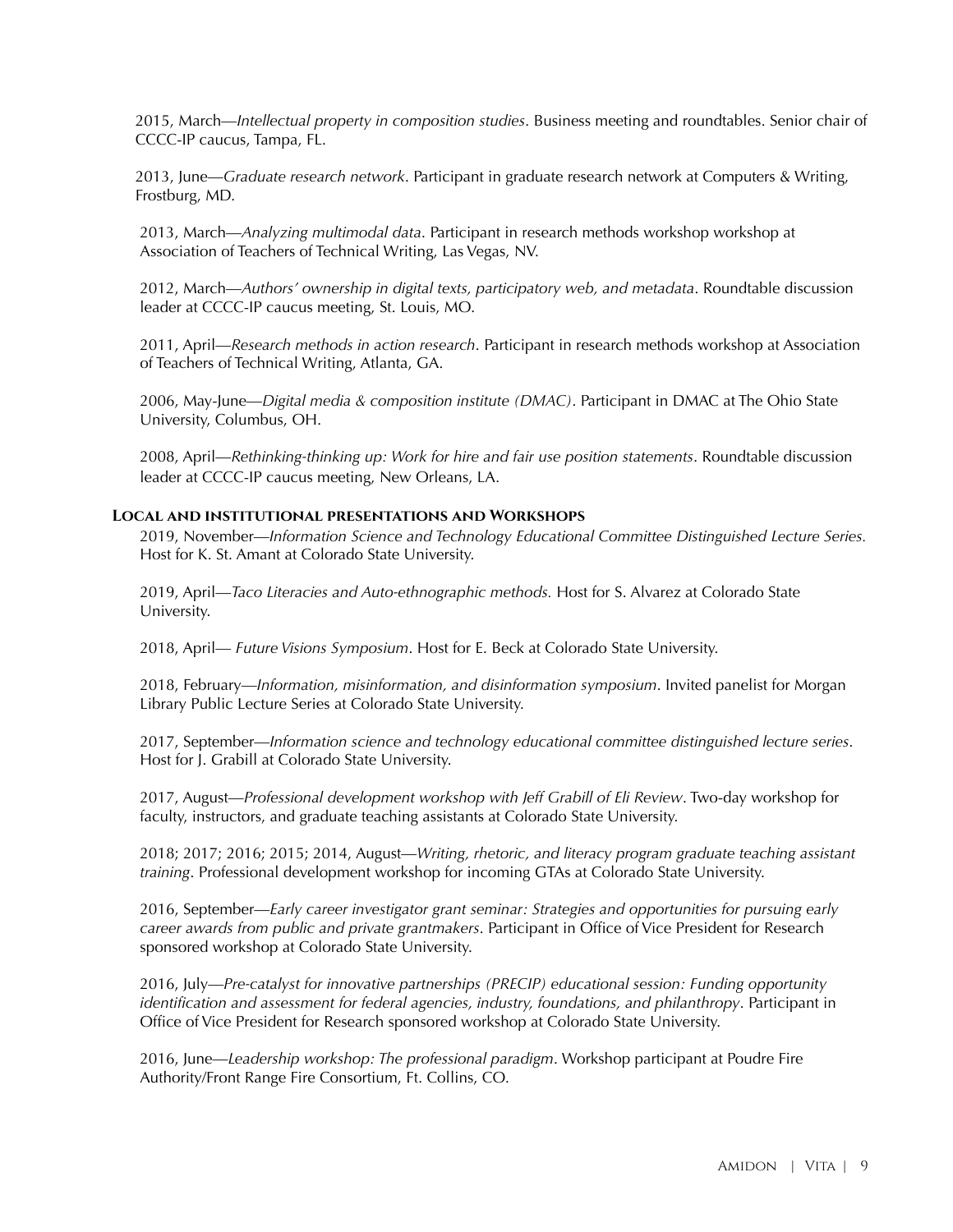2015, March—*Intellectual property in composition studies*. Business meeting and roundtables. Senior chair of CCCC-IP caucus, Tampa, FL.

2013, June—*Graduate research network*. Participant in graduate research network at Computers & Writing, Frostburg, MD.

2013, March—*Analyzing multimodal data*. Participant in research methods workshop workshop at Association of Teachers of Technical Writing, Las Vegas, NV.

2012, March—*Authors' ownership in digital texts, participatory web, and metadata*. Roundtable discussion leader at CCCC-IP caucus meeting, St. Louis, MO.

2011, April—*Research methods in action research*. Participant in research methods workshop at Association of Teachers of Technical Writing, Atlanta, GA.

2006, May-June—*Digital media & composition institute (DMAC)*. Participant in DMAC at The Ohio State University, Columbus, OH.

2008, April—*Rethinking-thinking up: Work for hire and fair use position statements*. Roundtable discussion leader at CCCC-IP caucus meeting, New Orleans, LA.

### Local and institutional presentations and Workshops

2019, November—*Information Science and Technology Educational Committee Distinguished Lecture Series.* Host for K. St. Amant at Colorado State University.

2019, April—*Taco Literacies and Auto-ethnographic methods.* Host for S. Alvarez at Colorado State University.

2018, April— *Future Visions Symposium*. Host for E. Beck at Colorado State University.

2018, February—*Information, misinformation, and disinformation symposium*. Invited panelist for Morgan Library Public Lecture Series at Colorado State University.

2017, September—*Information science and technology educational committee distinguished lecture series*. Host for J. Grabill at Colorado State University.

2017, August—*Professional development workshop with Jeff Grabill of Eli Review*. Two-day workshop for faculty, instructors, and graduate teaching assistants at Colorado State University.

2018; 2017; 2016; 2015; 2014, August—*Writing, rhetoric, and literacy program graduate teaching assistant training*. Professional development workshop for incoming GTAs at Colorado State University.

2016, September—*Early career investigator grant seminar: Strategies and opportunities for pursuing early career awards from public and private grantmakers*. Participant in Office of Vice President for Research sponsored workshop at Colorado State University.

2016, July—*Pre-catalyst for innovative partnerships (PRECIP) educational session: Funding opportunity identification and assessment for federal agencies, industry, foundations, and philanthropy*. Participant in Office of Vice President for Research sponsored workshop at Colorado State University.

2016, June—*Leadership workshop: The professional paradigm*. Workshop participant at Poudre Fire Authority/Front Range Fire Consortium, Ft. Collins, CO.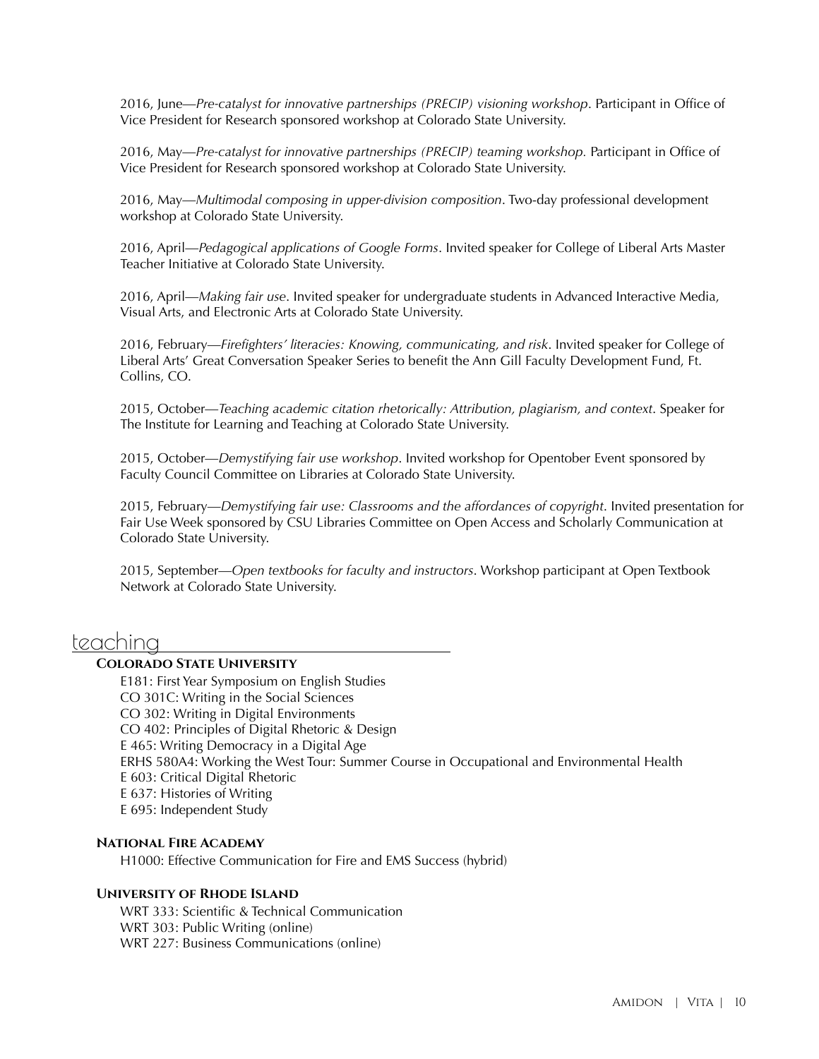2016, June—*Pre-catalyst for innovative partnerships (PRECIP) visioning workshop*. Participant in Office of Vice President for Research sponsored workshop at Colorado State University.

2016, May—*Pre-catalyst for innovative partnerships (PRECIP) teaming workshop.* Participant in Office of Vice President for Research sponsored workshop at Colorado State University.

2016, May—*Multimodal composing in upper-division composition*. Two-day professional development workshop at Colorado State University.

2016, April—*Pedagogical applications of Google Forms*. Invited speaker for College of Liberal Arts Master Teacher Initiative at Colorado State University.

2016, April—*Making fair use*. Invited speaker for undergraduate students in Advanced Interactive Media, Visual Arts, and Electronic Arts at Colorado State University.

2016, February—*Firefighters' literacies: Knowing, communicating, and risk*. Invited speaker for College of Liberal Arts' Great Conversation Speaker Series to benefit the Ann Gill Faculty Development Fund, Ft. Collins, CO.

2015, October—*Teaching academic citation rhetorically: Attribution, plagiarism, and context*. Speaker for The Institute for Learning and Teaching at Colorado State University.

2015, October—*Demystifying fair use workshop*. Invited workshop for Opentober Event sponsored by Faculty Council Committee on Libraries at Colorado State University.

2015, February—*Demystifying fair use: Classrooms and the affordances of copyright*. Invited presentation for Fair Use Week sponsored by CSU Libraries Committee on Open Access and Scholarly Communication at Colorado State University.

2015, September—*Open textbooks for faculty and instructors*. Workshop participant at Open Textbook Network at Colorado State University.

## teaching

### Colorado State University

E181: First Year Symposium on English Studies
CO 301C: Writing in the Social Sciences
CO 302: Writing in Digital Environments
CO 402: Principles of Digital Rhetoric & Design
E 465: Writing Democracy in a Digital Age
ERHS 580A4: Working the West Tour: Summer Course in Occupational and Environmental Health
E 603: Critical Digital Rhetoric
E 637: Histories of Writing
E 695: Independent Study

### National Fire Academy

H1000: Effective Communication for Fire and EMS Success (hybrid)

### University of Rhode Island

WRT 333: Scientific & Technical Communication
WRT 303: Public Writing (online)
WRT 227: Business Communications (online)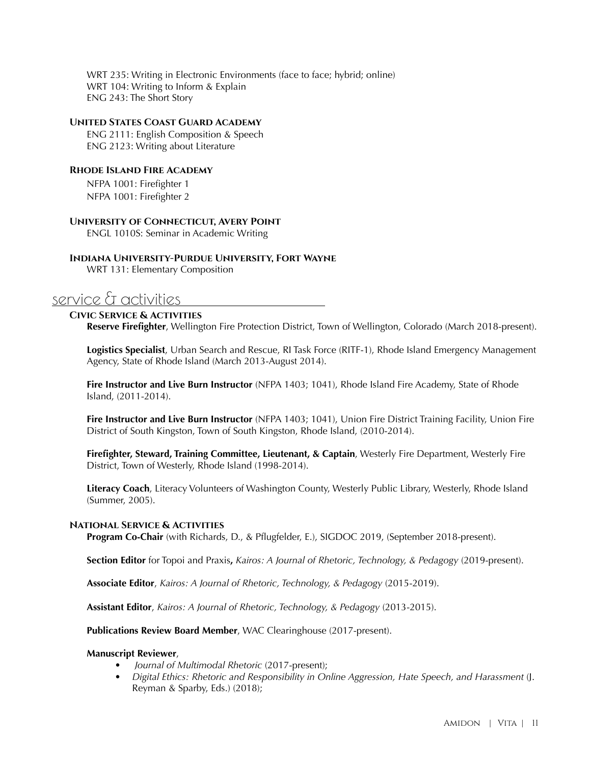WRT 235: Writing in Electronic Environments (face to face; hybrid; online)
WRT 104: Writing to Inform & Explain
ENG 243: The Short Story

#### United States Coast Guard Academy

ENG 2111: English Composition & Speech
ENG 2123: Writing about Literature

#### Rhode Island Fire Academy

NFPA 1001: Firefighter 1
NFPA 1001: Firefighter 2

#### University of Connecticut, Avery Point

ENGL 1010S: Seminar in Academic Writing

#### Indiana University-Purdue University, Fort Wayne

WRT 131: Elementary Composition

## service & activities

#### Civic Service & Activities

**Reserve Firefighter**, Wellington Fire Protection District, Town of Wellington, Colorado (March 2018-present).

**Logistics Specialist**, Urban Search and Rescue, RI Task Force (RITF-1), Rhode Island Emergency Management Agency, State of Rhode Island (March 2013-August 2014).

**Fire Instructor and Live Burn Instructor** (NFPA 1403; 1041), Rhode Island Fire Academy, State of Rhode Island, (2011-2014).

**Fire Instructor and Live Burn Instructor** (NFPA 1403; 1041), Union Fire District Training Facility, Union Fire District of South Kingston, Town of South Kingston, Rhode Island, (2010-2014).

**Firefighter, Steward, Training Committee, Lieutenant, & Captain**, Westerly Fire Department, Westerly Fire District, Town of Westerly, Rhode Island (1998-2014).

**Literacy Coach**, Literacy Volunteers of Washington County, Westerly Public Library, Westerly, Rhode Island (Summer, 2005).

#### National Service & Activities

**Program Co-Chair** (with Richards, D., & Pflugfelder, E.), SIGDOC 2019, (September 2018-present).

**Section Editor** for Topoi and Praxis**,** *Kairos: A Journal of Rhetoric, Technology, & Pedagogy* (2019-present).

**Associate Editor**, *Kairos: A Journal of Rhetoric, Technology, & Pedagogy* (2015-2019).

**Assistant Editor**, *Kairos: A Journal of Rhetoric, Technology, & Pedagogy* (2013-2015).

**Publications Review Board Member**, WAC Clearinghouse (2017-present).

**Manuscript Reviewer**,

- *Journal of Multimodal Rhetoric* (2017-present);
- *Digital Ethics: Rhetoric and Responsibility in Online Aggression, Hate Speech, and Harassment* (J. Reyman & Sparby, Eds.) (2018);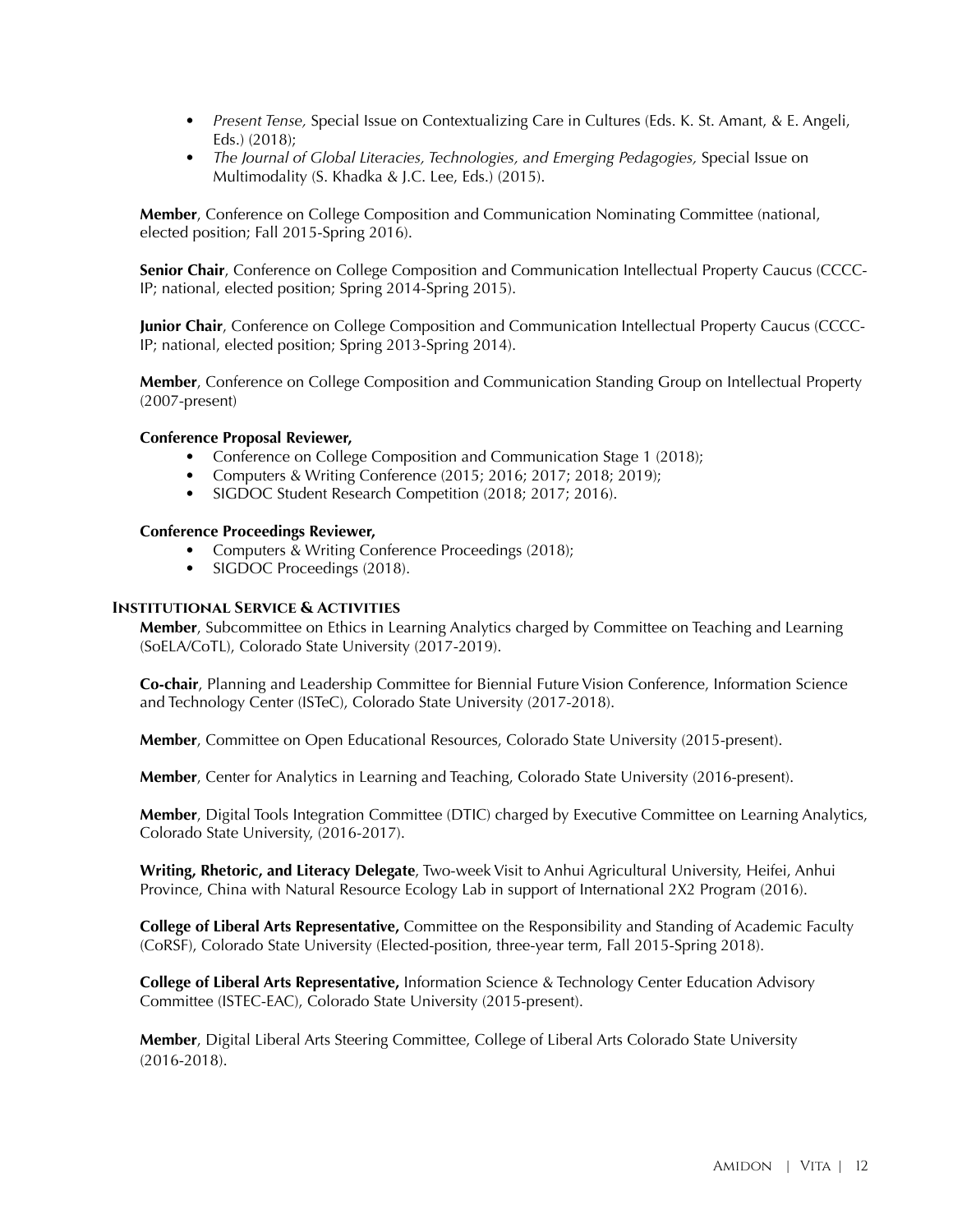- *Present Tense,* Special Issue on Contextualizing Care in Cultures (Eds. K. St. Amant, & E. Angeli, Eds.) (2018);
- *The Journal of Global Literacies, Technologies, and Emerging Pedagogies,* Special Issue on Multimodality (S. Khadka & J.C. Lee, Eds.) (2015).

**Member**, Conference on College Composition and Communication Nominating Committee (national, elected position; Fall 2015-Spring 2016).

**Senior Chair**, Conference on College Composition and Communication Intellectual Property Caucus (CCCC-IP; national, elected position; Spring 2014-Spring 2015).

**Junior Chair**, Conference on College Composition and Communication Intellectual Property Caucus (CCCC-IP; national, elected position; Spring 2013-Spring 2014).

**Member**, Conference on College Composition and Communication Standing Group on Intellectual Property (2007-present)

**Conference Proposal Reviewer,**

- Conference on College Composition and Communication Stage 1 (2018);
- Computers & Writing Conference (2015; 2016; 2017; 2018; 2019);
- SIGDOC Student Research Competition (2018; 2017; 2016).

**Conference Proceedings Reviewer,**

- Computers & Writing Conference Proceedings (2018);
- SIGDOC Proceedings (2018).

### Institutional Service & Activities

**Member**, Subcommittee on Ethics in Learning Analytics charged by Committee on Teaching and Learning (SoELA/CoTL), Colorado State University (2017-2019).

**Co-chair**, Planning and Leadership Committee for Biennial Future Vision Conference, Information Science and Technology Center (ISTeC), Colorado State University (2017-2018).

**Member**, Committee on Open Educational Resources, Colorado State University (2015-present).

**Member**, Center for Analytics in Learning and Teaching, Colorado State University (2016-present).

**Member**, Digital Tools Integration Committee (DTIC) charged by Executive Committee on Learning Analytics, Colorado State University, (2016-2017).

**Writing, Rhetoric, and Literacy Delegate**, Two-week Visit to Anhui Agricultural University, Heifei, Anhui Province, China with Natural Resource Ecology Lab in support of International 2X2 Program (2016).

**College of Liberal Arts Representative,** Committee on the Responsibility and Standing of Academic Faculty (CoRSF), Colorado State University (Elected-position, three-year term, Fall 2015-Spring 2018).

**College of Liberal Arts Representative,** Information Science & Technology Center Education Advisory Committee (ISTEC-EAC), Colorado State University (2015-present).

**Member**, Digital Liberal Arts Steering Committee, College of Liberal Arts Colorado State University (2016-2018).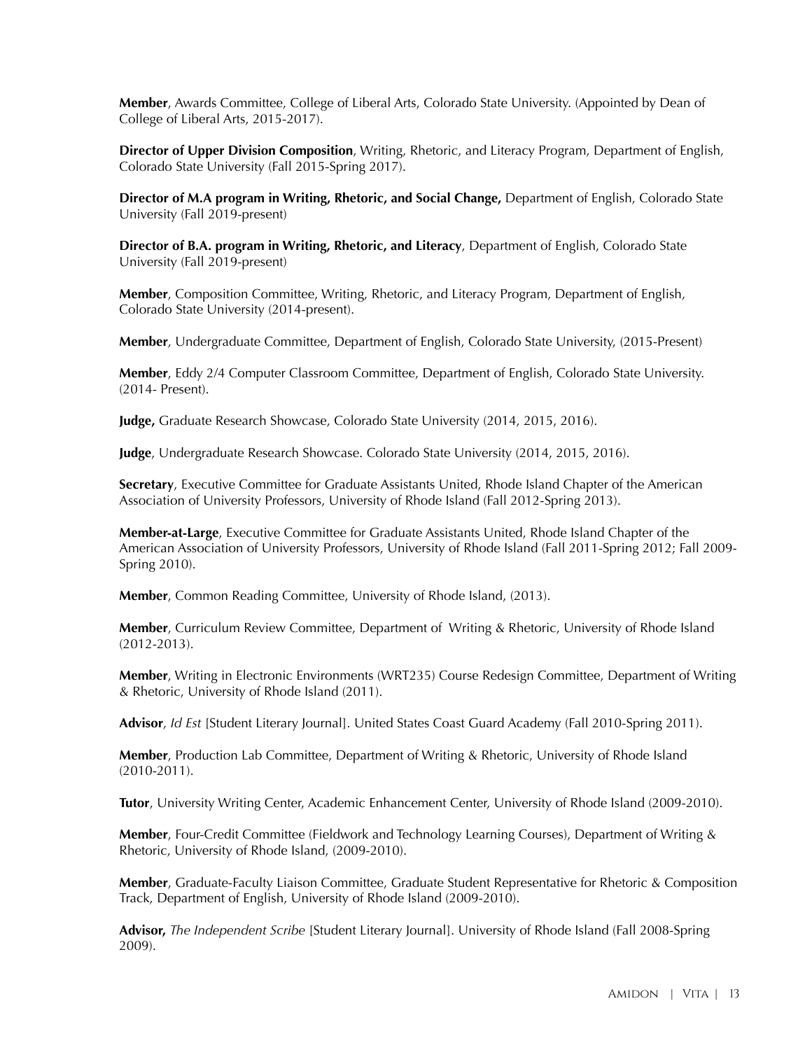**Member**, Awards Committee, College of Liberal Arts, Colorado State University. (Appointed by Dean of College of Liberal Arts, 2015-2017).

**Director of Upper Division Composition**, Writing, Rhetoric, and Literacy Program, Department of English, Colorado State University (Fall 2015-Spring 2017).

**Director of M.A program in Writing, Rhetoric, and Social Change,** Department of English, Colorado State University (Fall 2019-present)

**Director of B.A. program in Writing, Rhetoric, and Literacy**, Department of English, Colorado State University (Fall 2019-present)

**Member**, Composition Committee, Writing, Rhetoric, and Literacy Program, Department of English, Colorado State University (2014-present).

**Member**, Undergraduate Committee, Department of English, Colorado State University, (2015-Present)

**Member**, Eddy 2/4 Computer Classroom Committee, Department of English, Colorado State University. (2014- Present).

**Judge,** Graduate Research Showcase, Colorado State University (2014, 2015, 2016).

**Judge**, Undergraduate Research Showcase. Colorado State University (2014, 2015, 2016).

**Secretary**, Executive Committee for Graduate Assistants United, Rhode Island Chapter of the American Association of University Professors, University of Rhode Island (Fall 2012-Spring 2013).

**Member-at-Large**, Executive Committee for Graduate Assistants United, Rhode Island Chapter of the American Association of University Professors, University of Rhode Island (Fall 2011-Spring 2012; Fall 2009-Spring 2010).

**Member**, Common Reading Committee, University of Rhode Island, (2013).

**Member**, Curriculum Review Committee, Department of Writing & Rhetoric, University of Rhode Island (2012-2013).

**Member**, Writing in Electronic Environments (WRT235) Course Redesign Committee, Department of Writing & Rhetoric, University of Rhode Island (2011).

**Advisor**, *Id Est* [Student Literary Journal]. United States Coast Guard Academy (Fall 2010-Spring 2011).

**Member**, Production Lab Committee, Department of Writing & Rhetoric, University of Rhode Island (2010-2011).

**Tutor**, University Writing Center, Academic Enhancement Center, University of Rhode Island (2009-2010).

**Member**, Four-Credit Committee (Fieldwork and Technology Learning Courses), Department of Writing & Rhetoric, University of Rhode Island, (2009-2010).

**Member**, Graduate-Faculty Liaison Committee, Graduate Student Representative for Rhetoric & Composition Track, Department of English, University of Rhode Island (2009-2010).

**Advisor,** *The Independent Scribe* [Student Literary Journal]. University of Rhode Island (Fall 2008-Spring 2009).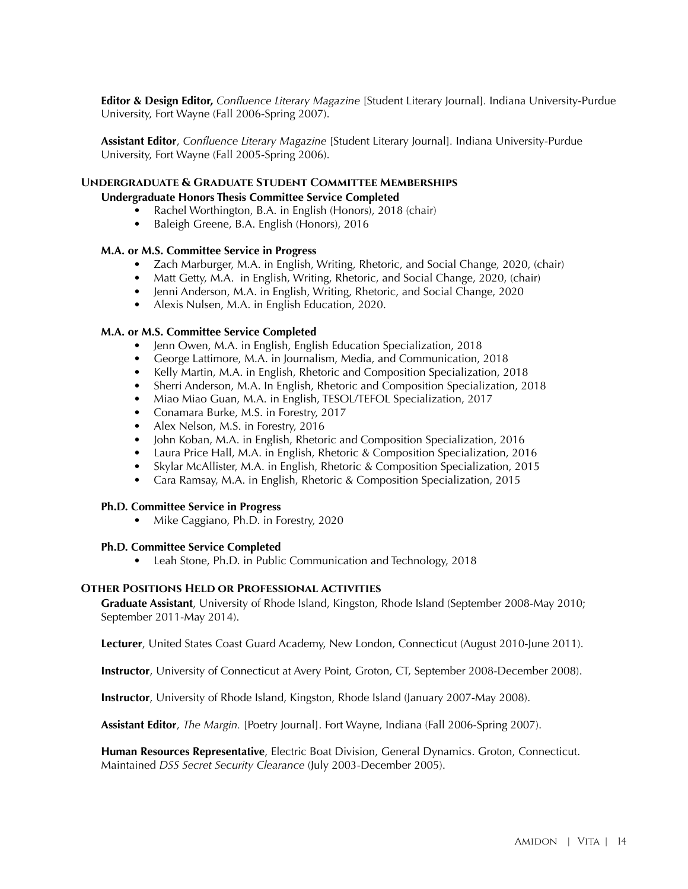**Editor & Design Editor,** *Confluence Literary Magazine* [Student Literary Journal]. Indiana University-Purdue University, Fort Wayne (Fall 2006-Spring 2007).

**Assistant Editor**, *Confluence Literary Magazine* [Student Literary Journal]. Indiana University-Purdue University, Fort Wayne (Fall 2005-Spring 2006).

### Undergraduate & Graduate Student Committee Memberships

**Undergraduate Honors Thesis Committee Service Completed**

- Rachel Worthington, B.A. in English (Honors), 2018 (chair)
- Baleigh Greene, B.A. English (Honors), 2016

**M.A. or M.S. Committee Service in Progress**

- Zach Marburger, M.A. in English, Writing, Rhetoric, and Social Change, 2020, (chair)
- Matt Getty, M.A. in English, Writing, Rhetoric, and Social Change, 2020, (chair)
- Jenni Anderson, M.A. in English, Writing, Rhetoric, and Social Change, 2020
- Alexis Nulsen, M.A. in English Education, 2020.

**M.A. or M.S. Committee Service Completed**

- Jenn Owen, M.A. in English, English Education Specialization, 2018
- George Lattimore, M.A. in Journalism, Media, and Communication, 2018
- Kelly Martin, M.A. in English, Rhetoric and Composition Specialization, 2018
- Sherri Anderson, M.A. In English, Rhetoric and Composition Specialization, 2018
- Miao Miao Guan, M.A. in English, TESOL/TEFOL Specialization, 2017
- Conamara Burke, M.S. in Forestry, 2017
- Alex Nelson, M.S. in Forestry, 2016
- John Koban, M.A. in English, Rhetoric and Composition Specialization, 2016
- Laura Price Hall, M.A. in English, Rhetoric & Composition Specialization, 2016
- Skylar McAllister, M.A. in English, Rhetoric & Composition Specialization, 2015
- Cara Ramsay, M.A. in English, Rhetoric & Composition Specialization, 2015

**Ph.D. Committee Service in Progress**

- Mike Caggiano, Ph.D. in Forestry, 2020

**Ph.D. Committee Service Completed**

- Leah Stone, Ph.D. in Public Communication and Technology, 2018

### Other Positions Held or Professional Activities

**Graduate Assistant**, University of Rhode Island, Kingston, Rhode Island (September 2008-May 2010; September 2011-May 2014).

**Lecturer**, United States Coast Guard Academy, New London, Connecticut (August 2010-June 2011).

**Instructor**, University of Connecticut at Avery Point, Groton, CT, September 2008-December 2008).

**Instructor**, University of Rhode Island, Kingston, Rhode Island (January 2007-May 2008).

**Assistant Editor**, *The Margin.* [Poetry Journal]. Fort Wayne, Indiana (Fall 2006-Spring 2007).

**Human Resources Representative**, Electric Boat Division, General Dynamics. Groton, Connecticut. Maintained *DSS Secret Security Clearance* (July 2003-December 2005).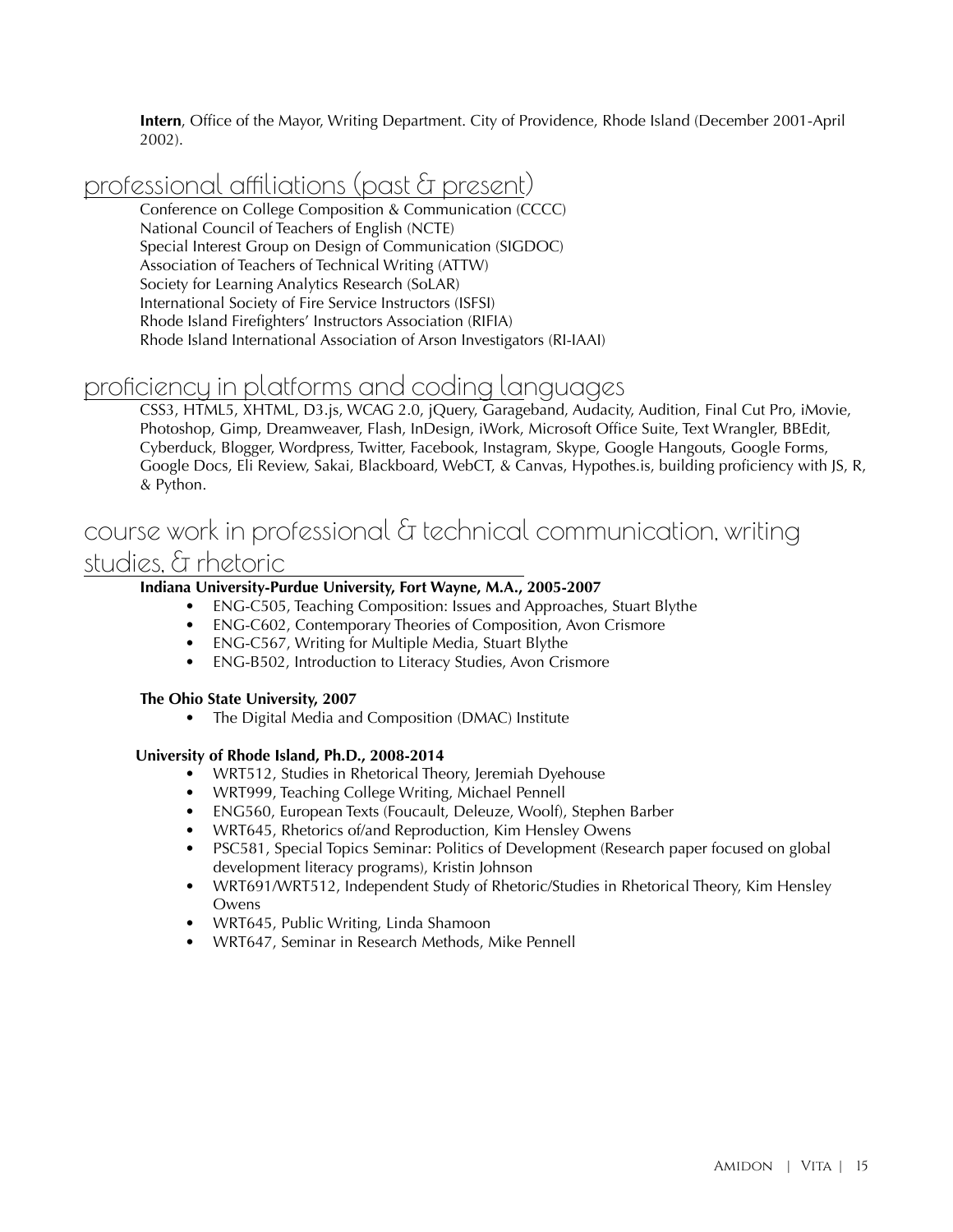**Intern**, Office of the Mayor, Writing Department. City of Providence, Rhode Island (December 2001-April 2002).

## professional affiliations (past & present)

Conference on College Composition & Communication (CCCC)
National Council of Teachers of English (NCTE)
Special Interest Group on Design of Communication (SIGDOC)
Association of Teachers of Technical Writing (ATTW)
Society for Learning Analytics Research (SoLAR)
International Society of Fire Service Instructors (ISFSI)
Rhode Island Firefighters' Instructors Association (RIFIA)
Rhode Island International Association of Arson Investigators (RI-IAAI)

## proficiency in platforms and coding languages

CSS3, HTML5, XHTML, D3.js, WCAG 2.0, jQuery, Garageband, Audacity, Audition, Final Cut Pro, iMovie, Photoshop, Gimp, Dreamweaver, Flash, InDesign, iWork, Microsoft Office Suite, Text Wrangler, BBEdit, Cyberduck, Blogger, Wordpress, Twitter, Facebook, Instagram, Skype, Google Hangouts, Google Forms, Google Docs, Eli Review, Sakai, Blackboard, WebCT, & Canvas, Hypothes.is, building proficiency with JS, R, & Python.

## course work in professional & technical communication, writing studies, & rhetoric

**Indiana University-Purdue University, Fort Wayne, M.A., 2005-2007**

- ENG-C505, Teaching Composition: Issues and Approaches, Stuart Blythe
- ENG-C602, Contemporary Theories of Composition, Avon Crismore
- ENG-C567, Writing for Multiple Media, Stuart Blythe
- ENG-B502, Introduction to Literacy Studies, Avon Crismore

**The Ohio State University, 2007**

- The Digital Media and Composition (DMAC) Institute

**University of Rhode Island, Ph.D., 2008-2014**

- WRT512, Studies in Rhetorical Theory, Jeremiah Dyehouse
- WRT999, Teaching College Writing, Michael Pennell
- ENG560, European Texts (Foucault, Deleuze, Woolf), Stephen Barber
- WRT645, Rhetorics of/and Reproduction, Kim Hensley Owens
- PSC581, Special Topics Seminar: Politics of Development (Research paper focused on global development literacy programs), Kristin Johnson
- WRT691/WRT512, Independent Study of Rhetoric/Studies in Rhetorical Theory, Kim Hensley Owens
- WRT645, Public Writing, Linda Shamoon
- WRT647, Seminar in Research Methods, Mike Pennell